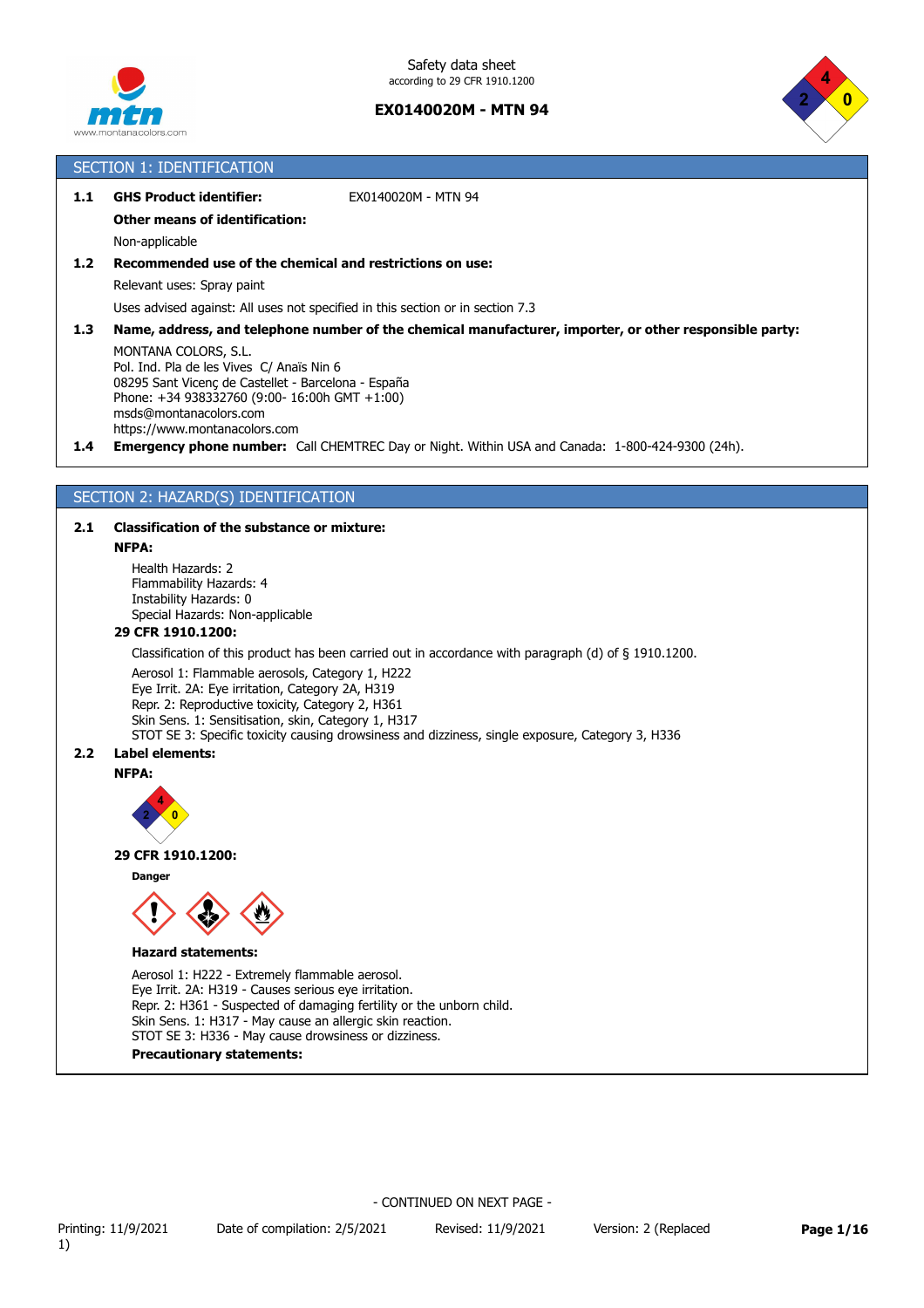Safety data sheet
according to 29 CFR 1910.1200

**EX0140020M - MTN 94**

## SECTION 1: IDENTIFICATION

**1.1 GHS Product identifier:** EX0140020M - MTN 94

**Other means of identification:**

Non-applicable

**1.2 Recommended use of the chemical and restrictions on use:**

Relevant uses: Spray paint

Uses advised against: All uses not specified in this section or in section 7.3

**1.3 Name, address, and telephone number of the chemical manufacturer, importer, or other responsible party:**

MONTANA COLORS, S.L.
Pol. Ind. Pla de les Vives C/ Anaïs Nin 6
08295 Sant Vicenç de Castellet - Barcelona - España
Phone: +34 938332760 (9:00- 16:00h GMT +1:00)
msds@montanacolors.com
https://www.montanacolors.com

**1.4 Emergency phone number:** Call CHEMTREC Day or Night. Within USA and Canada: 1-800-424-9300 (24h).

## SECTION 2: HAZARD(S) IDENTIFICATION

**2.1 Classification of the substance or mixture:**

**NFPA:**

Health Hazards: 2
Flammability Hazards: 4
Instability Hazards: 0
Special Hazards: Non-applicable

**29 CFR 1910.1200:**

Classification of this product has been carried out in accordance with paragraph (d) of § 1910.1200.

Aerosol 1: Flammable aerosols, Category 1, H222
Eye Irrit. 2A: Eye irritation, Category 2A, H319
Repr. 2: Reproductive toxicity, Category 2, H361
Skin Sens. 1: Sensitisation, skin, Category 1, H317
STOT SE 3: Specific toxicity causing drowsiness and dizziness, single exposure, Category 3, H336

**2.2 Label elements:**

**NFPA:**

**29 CFR 1910.1200:**

**Danger**

**Hazard statements:**

Aerosol 1: H222 - Extremely flammable aerosol.
Eye Irrit. 2A: H319 - Causes serious eye irritation.
Repr. 2: H361 - Suspected of damaging fertility or the unborn child.
Skin Sens. 1: H317 - May cause an allergic skin reaction.
STOT SE 3: H336 - May cause drowsiness or dizziness.

**Precautionary statements:**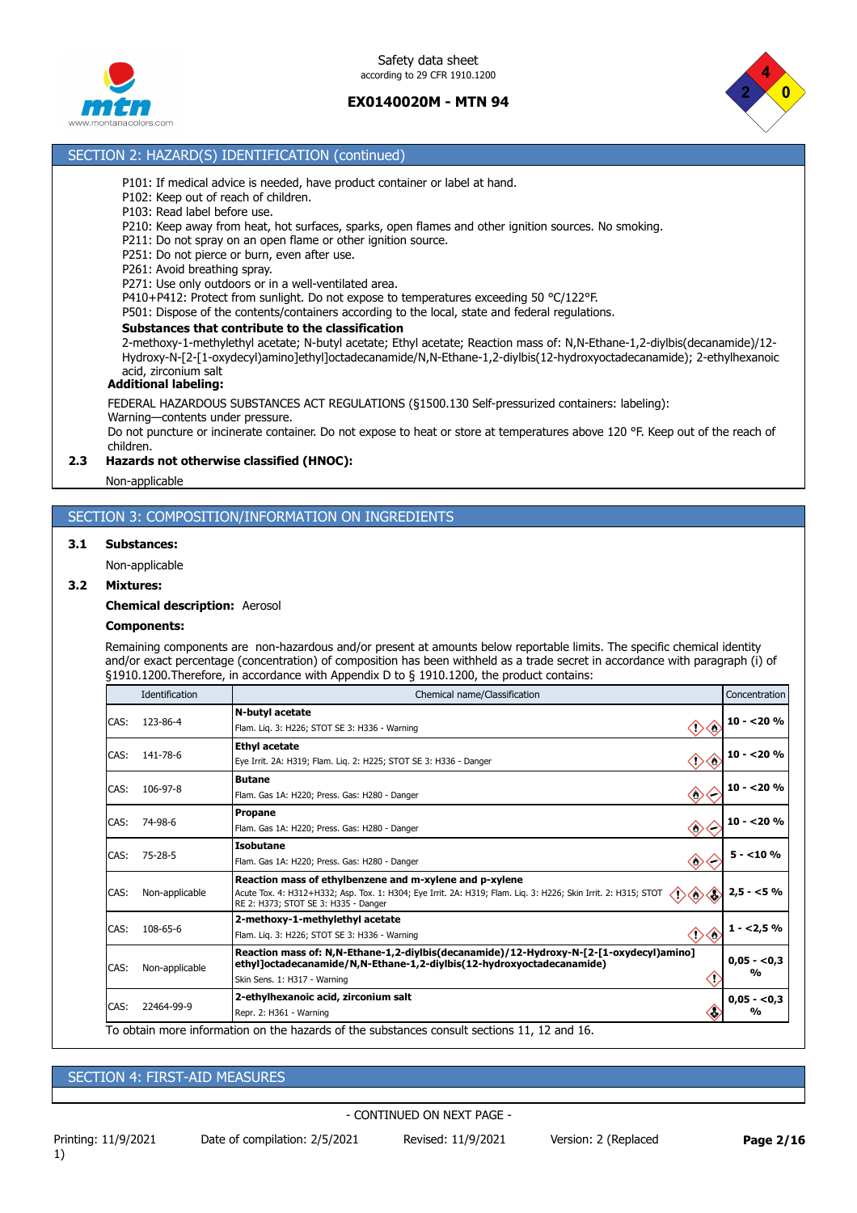## SECTION 2: HAZARD(S) IDENTIFICATION (continued)

P101: If medical advice is needed, have product container or label at hand.
P102: Keep out of reach of children.
P103: Read label before use.
P210: Keep away from heat, hot surfaces, sparks, open flames and other ignition sources. No smoking.
P211: Do not spray on an open flame or other ignition source.
P251: Do not pierce or burn, even after use.
P261: Avoid breathing spray.
P271: Use only outdoors or in a well-ventilated area.
P410+P412: Protect from sunlight. Do not expose to temperatures exceeding 50 °C/122°F.
P501: Dispose of the contents/containers according to the local, state and federal regulations.

**Substances that contribute to the classification**

2-methoxy-1-methylethyl acetate; N-butyl acetate; Ethyl acetate; Reaction mass of: N,N-Ethane-1,2-diylbis(decanamide)/12-Hydroxy-N-[2-[1-oxydecyl)amino]ethyl]octadecanamide/N,N-Ethane-1,2-diylbis(12-hydroxyoctadecanamide); 2-ethylhexanoic acid, zirconium salt

**Additional labeling:**

FEDERAL HAZARDOUS SUBSTANCES ACT REGULATIONS (§1500.130 Self-pressurized containers: labeling):
Warning—contents under pressure.
Do not puncture or incinerate container. Do not expose to heat or store at temperatures above 120 °F. Keep out of the reach of children.

**2.3 Hazards not otherwise classified (HNOC):**

Non-applicable

## SECTION 3: COMPOSITION/INFORMATION ON INGREDIENTS

**3.1 Substances:**

Non-applicable

**3.2 Mixtures:**

**Chemical description:** Aerosol

**Components:**

Remaining components are non-hazardous and/or present at amounts below reportable limits. The specific chemical identity and/or exact percentage (concentration) of composition has been withheld as a trade secret in accordance with paragraph (i) of §1910.1200.Therefore, in accordance with Appendix D to § 1910.1200, the product contains:

| Identification | Chemical name/Classification | Concentration |
|---|---|---|
| CAS: 123-86-4 | **N-butyl acetate**<br>Flam. Liq. 3: H226; STOT SE 3: H336 - Warning | 10 - <20 % |
| CAS: 141-78-6 | **Ethyl acetate**<br>Eye Irrit. 2A: H319; Flam. Liq. 2: H225; STOT SE 3: H336 - Danger | 10 - <20 % |
| CAS: 106-97-8 | **Butane**<br>Flam. Gas 1A: H220; Press. Gas: H280 - Danger | 10 - <20 % |
| CAS: 74-98-6 | **Propane**<br>Flam. Gas 1A: H220; Press. Gas: H280 - Danger | 10 - <20 % |
| CAS: 75-28-5 | **Isobutane**<br>Flam. Gas 1A: H220; Press. Gas: H280 - Danger | 5 - <10 % |
| CAS: Non-applicable | **Reaction mass of ethylbenzene and m-xylene and p-xylene**<br>Acute Tox. 4: H312+H332; Asp. Tox. 1: H304; Eye Irrit. 2A: H319; Flam. Liq. 3: H226; Skin Irrit. 2: H315; STOT RE 2: H373; STOT SE 3: H335 - Danger | 2,5 - <5 % |
| CAS: 108-65-6 | **2-methoxy-1-methylethyl acetate**<br>Flam. Liq. 3: H226; STOT SE 3: H336 - Warning | 1 - <2,5 % |
| CAS: Non-applicable | **Reaction mass of: N,N-Ethane-1,2-diylbis(decanamide)/12-Hydroxy-N-[2-[1-oxydecyl)amino]ethyl]octadecanamide/N,N-Ethane-1,2-diylbis(12-hydroxyoctadecanamide)**<br>Skin Sens. 1: H317 - Warning | 0,05 - <0,3 % |
| CAS: 22464-99-9 | **2-ethylhexanoic acid, zirconium salt**<br>Repr. 2: H361 - Warning | 0,05 - <0,3 % |

To obtain more information on the hazards of the substances consult sections 11, 12 and 16.

## SECTION 4: FIRST-AID MEASURES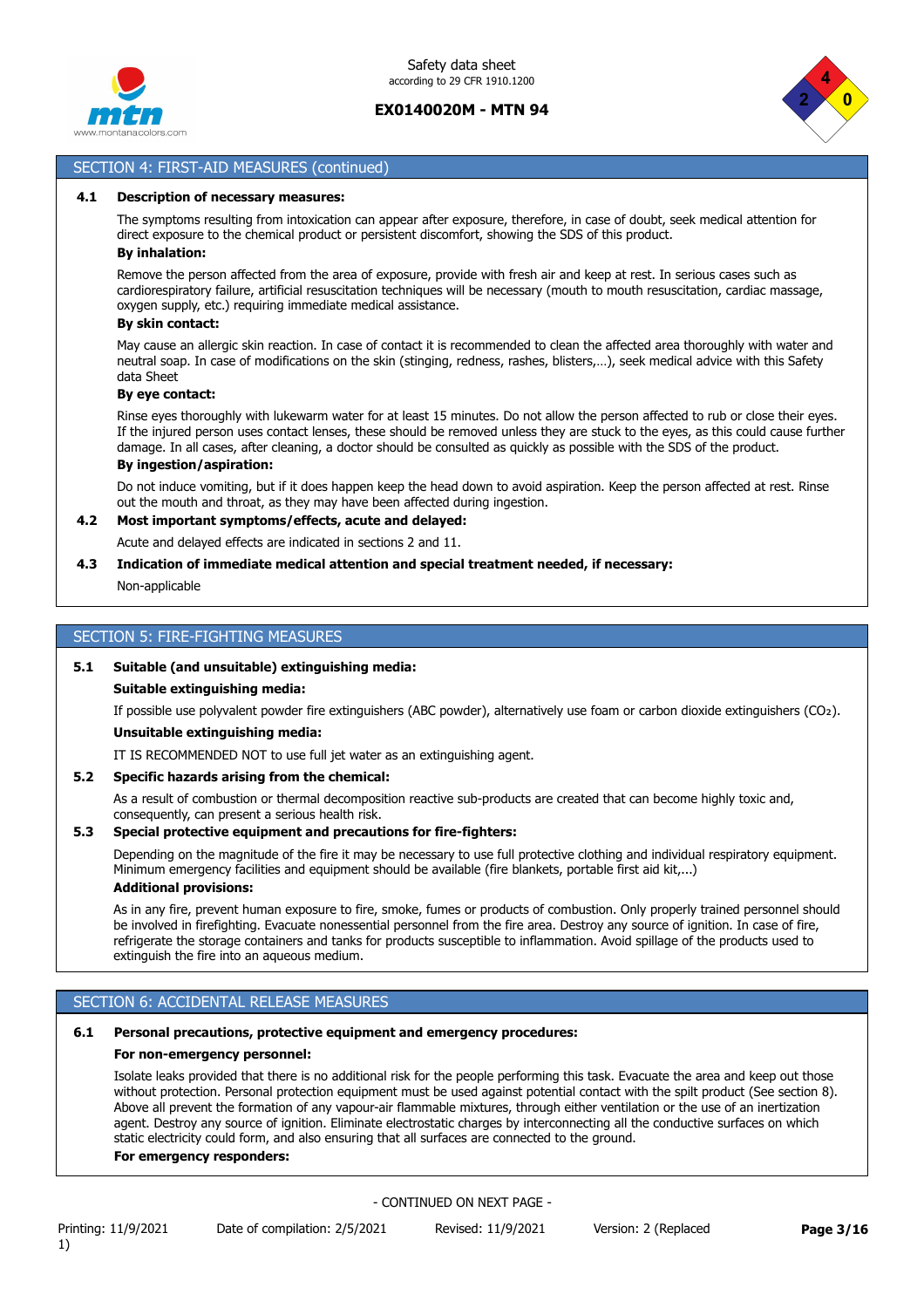## SECTION 4: FIRST-AID MEASURES (continued)

**4.1 Description of necessary measures:**

The symptoms resulting from intoxication can appear after exposure, therefore, in case of doubt, seek medical attention for direct exposure to the chemical product or persistent discomfort, showing the SDS of this product.

**By inhalation:**

Remove the person affected from the area of exposure, provide with fresh air and keep at rest. In serious cases such as cardiorespiratory failure, artificial resuscitation techniques will be necessary (mouth to mouth resuscitation, cardiac massage, oxygen supply, etc.) requiring immediate medical assistance.

**By skin contact:**

May cause an allergic skin reaction. In case of contact it is recommended to clean the affected area thoroughly with water and neutral soap. In case of modifications on the skin (stinging, redness, rashes, blisters,…), seek medical advice with this Safety data Sheet

**By eye contact:**

Rinse eyes thoroughly with lukewarm water for at least 15 minutes. Do not allow the person affected to rub or close their eyes. If the injured person uses contact lenses, these should be removed unless they are stuck to the eyes, as this could cause further damage. In all cases, after cleaning, a doctor should be consulted as quickly as possible with the SDS of the product.

**By ingestion/aspiration:**

Do not induce vomiting, but if it does happen keep the head down to avoid aspiration. Keep the person affected at rest. Rinse out the mouth and throat, as they may have been affected during ingestion.

**4.2 Most important symptoms/effects, acute and delayed:**

Acute and delayed effects are indicated in sections 2 and 11.

**4.3 Indication of immediate medical attention and special treatment needed, if necessary:**

Non-applicable

## SECTION 5: FIRE-FIGHTING MEASURES

**5.1 Suitable (and unsuitable) extinguishing media:**

**Suitable extinguishing media:**

If possible use polyvalent powder fire extinguishers (ABC powder), alternatively use foam or carbon dioxide extinguishers ($CO_2$).

**Unsuitable extinguishing media:**

IT IS RECOMMENDED NOT to use full jet water as an extinguishing agent.

**5.2 Specific hazards arising from the chemical:**

As a result of combustion or thermal decomposition reactive sub-products are created that can become highly toxic and, consequently, can present a serious health risk.

**5.3 Special protective equipment and precautions for fire-fighters:**

Depending on the magnitude of the fire it may be necessary to use full protective clothing and individual respiratory equipment. Minimum emergency facilities and equipment should be available (fire blankets, portable first aid kit,...)

**Additional provisions:**

As in any fire, prevent human exposure to fire, smoke, fumes or products of combustion. Only properly trained personnel should be involved in firefighting. Evacuate nonessential personnel from the fire area. Destroy any source of ignition. In case of fire, refrigerate the storage containers and tanks for products susceptible to inflammation. Avoid spillage of the products used to extinguish the fire into an aqueous medium.

## SECTION 6: ACCIDENTAL RELEASE MEASURES

**6.1 Personal precautions, protective equipment and emergency procedures:**

**For non-emergency personnel:**

Isolate leaks provided that there is no additional risk for the people performing this task. Evacuate the area and keep out those without protection. Personal protection equipment must be used against potential contact with the spilt product (See section 8). Above all prevent the formation of any vapour-air flammable mixtures, through either ventilation or the use of an inertization agent. Destroy any source of ignition. Eliminate electrostatic charges by interconnecting all the conductive surfaces on which static electricity could form, and also ensuring that all surfaces are connected to the ground.

**For emergency responders:**

- CONTINUED ON NEXT PAGE -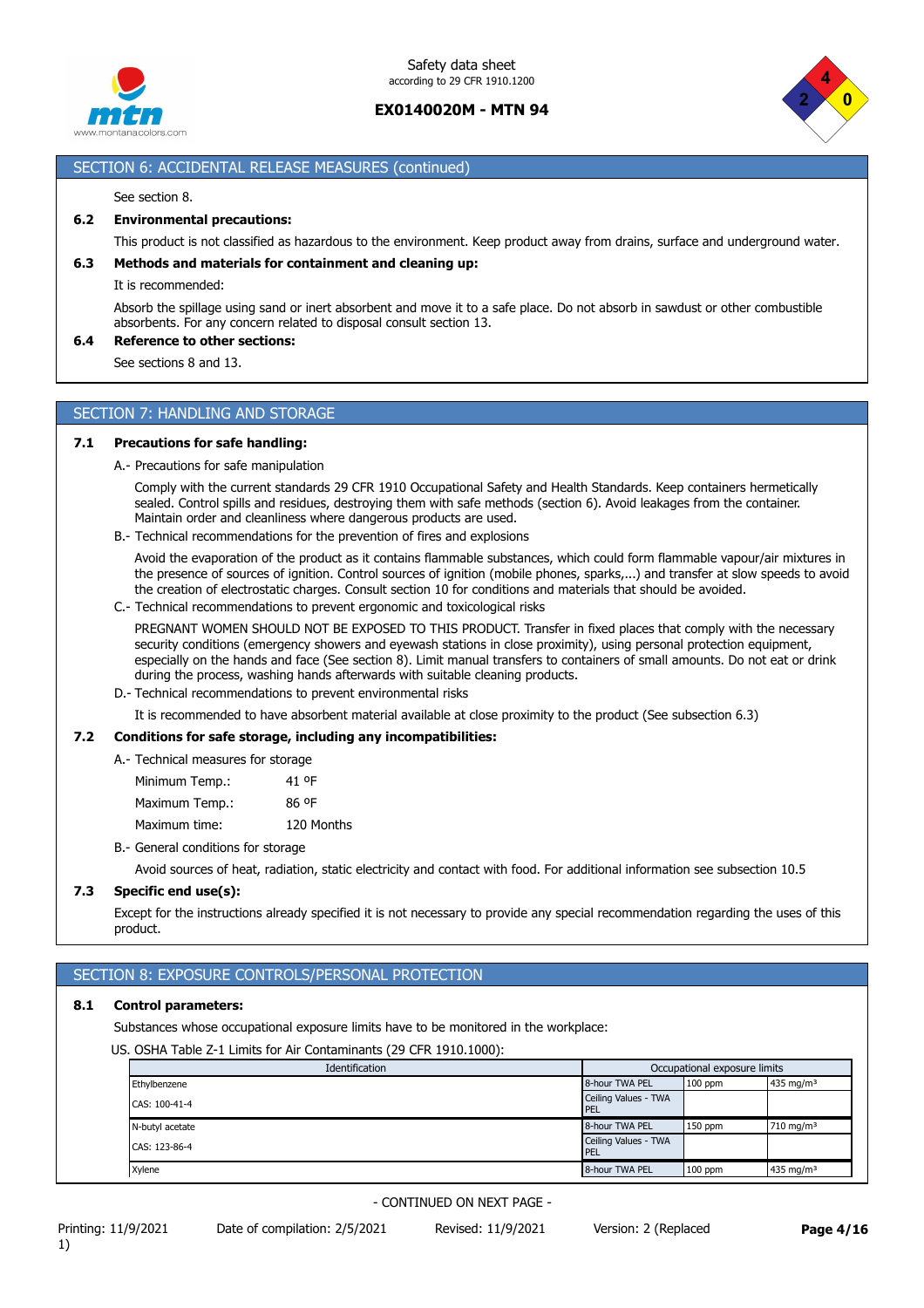## SECTION 6: ACCIDENTAL RELEASE MEASURES (continued)

See section 8.

**6.2 Environmental precautions:**

This product is not classified as hazardous to the environment. Keep product away from drains, surface and underground water.

**6.3 Methods and materials for containment and cleaning up:**

It is recommended:

Absorb the spillage using sand or inert absorbent and move it to a safe place. Do not absorb in sawdust or other combustible absorbents. For any concern related to disposal consult section 13.

**6.4 Reference to other sections:**

See sections 8 and 13.

## SECTION 7: HANDLING AND STORAGE

**7.1 Precautions for safe handling:**

A.- Precautions for safe manipulation

Comply with the current standards 29 CFR 1910 Occupational Safety and Health Standards. Keep containers hermetically sealed. Control spills and residues, destroying them with safe methods (section 6). Avoid leakages from the container. Maintain order and cleanliness where dangerous products are used.

B.- Technical recommendations for the prevention of fires and explosions

Avoid the evaporation of the product as it contains flammable substances, which could form flammable vapour/air mixtures in the presence of sources of ignition. Control sources of ignition (mobile phones, sparks,...) and transfer at slow speeds to avoid the creation of electrostatic charges. Consult section 10 for conditions and materials that should be avoided.

C.- Technical recommendations to prevent ergonomic and toxicological risks

PREGNANT WOMEN SHOULD NOT BE EXPOSED TO THIS PRODUCT. Transfer in fixed places that comply with the necessary security conditions (emergency showers and eyewash stations in close proximity), using personal protection equipment, especially on the hands and face (See section 8). Limit manual transfers to containers of small amounts. Do not eat or drink during the process, washing hands afterwards with suitable cleaning products.

D.- Technical recommendations to prevent environmental risks

It is recommended to have absorbent material available at close proximity to the product (See subsection 6.3)

**7.2 Conditions for safe storage, including any incompatibilities:**

A.- Technical measures for storage

Minimum Temp.: 41 ºF

Maximum Temp.: 86 ºF

Maximum time: 120 Months

B.- General conditions for storage

Avoid sources of heat, radiation, static electricity and contact with food. For additional information see subsection 10.5

**7.3 Specific end use(s):**

Except for the instructions already specified it is not necessary to provide any special recommendation regarding the uses of this product.

## SECTION 8: EXPOSURE CONTROLS/PERSONAL PROTECTION

**8.1 Control parameters:**

Substances whose occupational exposure limits have to be monitored in the workplace:

US. OSHA Table Z-1 Limits for Air Contaminants (29 CFR 1910.1000):

| Identification | Occupational exposure limits | | |
|---|---|---|---|
| Ethylbenzene | 8-hour TWA PEL | 100 ppm | 435 mg/m³ |
| CAS: 100-41-4 | Ceiling Values - TWA PEL | | |
| N-butyl acetate | 8-hour TWA PEL | 150 ppm | 710 mg/m³ |
| CAS: 123-86-4 | Ceiling Values - TWA PEL | | |
| Xylene | 8-hour TWA PEL | 100 ppm | 435 mg/m³ |

- CONTINUED ON NEXT PAGE -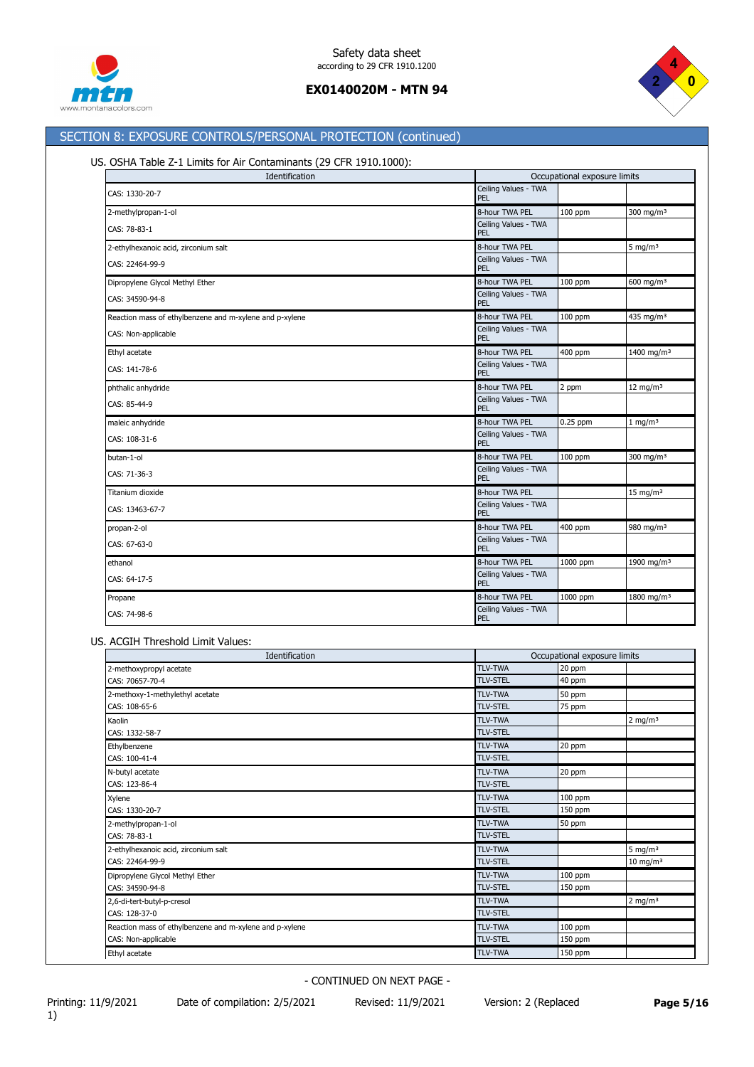## SECTION 8: EXPOSURE CONTROLS/PERSONAL PROTECTION (continued)

US. OSHA Table Z-1 Limits for Air Contaminants (29 CFR 1910.1000):

| Identification | Occupational exposure limits | | |
|---|---|---|---|
| CAS: 1330-20-7 | Ceiling Values - TWA PEL | | |
| 2-methylpropan-1-ol | 8-hour TWA PEL | 100 ppm | 300 mg/m³ |
| CAS: 78-83-1 | Ceiling Values - TWA PEL | | |
| 2-ethylhexanoic acid, zirconium salt | 8-hour TWA PEL | | 5 mg/m³ |
| CAS: 22464-99-9 | Ceiling Values - TWA PEL | | |
| Dipropylene Glycol Methyl Ether | 8-hour TWA PEL | 100 ppm | 600 mg/m³ |
| CAS: 34590-94-8 | Ceiling Values - TWA PEL | | |
| Reaction mass of ethylbenzene and m-xylene and p-xylene | 8-hour TWA PEL | 100 ppm | 435 mg/m³ |
| CAS: Non-applicable | Ceiling Values - TWA PEL | | |
| Ethyl acetate | 8-hour TWA PEL | 400 ppm | 1400 mg/m³ |
| CAS: 141-78-6 | Ceiling Values - TWA PEL | | |
| phthalic anhydride | 8-hour TWA PEL | 2 ppm | 12 mg/m³ |
| CAS: 85-44-9 | Ceiling Values - TWA PEL | | |
| maleic anhydride | 8-hour TWA PEL | 0.25 ppm | 1 mg/m³ |
| CAS: 108-31-6 | Ceiling Values - TWA PEL | | |
| butan-1-ol | 8-hour TWA PEL | 100 ppm | 300 mg/m³ |
| CAS: 71-36-3 | Ceiling Values - TWA PEL | | |
| Titanium dioxide | 8-hour TWA PEL | | 15 mg/m³ |
| CAS: 13463-67-7 | Ceiling Values - TWA PEL | | |
| propan-2-ol | 8-hour TWA PEL | 400 ppm | 980 mg/m³ |
| CAS: 67-63-0 | Ceiling Values - TWA PEL | | |
| ethanol | 8-hour TWA PEL | 1000 ppm | 1900 mg/m³ |
| CAS: 64-17-5 | Ceiling Values - TWA PEL | | |
| Propane | 8-hour TWA PEL | 1000 ppm | 1800 mg/m³ |
| CAS: 74-98-6 | Ceiling Values - TWA PEL | | |

US. ACGIH Threshold Limit Values:

| Identification | Occupational exposure limits | | |
|---|---|---|---|
| 2-methoxypropyl acetate | TLV-TWA | 20 ppm | |
| CAS: 70657-70-4 | TLV-STEL | 40 ppm | |
| 2-methoxy-1-methylethyl acetate | TLV-TWA | 50 ppm | |
| CAS: 108-65-6 | TLV-STEL | 75 ppm | |
| Kaolin | TLV-TWA | | 2 mg/m³ |
| CAS: 1332-58-7 | TLV-STEL | | |
| Ethylbenzene | TLV-TWA | 20 ppm | |
| CAS: 100-41-4 | TLV-STEL | | |
| N-butyl acetate | TLV-TWA | 20 ppm | |
| CAS: 123-86-4 | TLV-STEL | | |
| Xylene | TLV-TWA | 100 ppm | |
| CAS: 1330-20-7 | TLV-STEL | 150 ppm | |
| 2-methylpropan-1-ol | TLV-TWA | 50 ppm | |
| CAS: 78-83-1 | TLV-STEL | | |
| 2-ethylhexanoic acid, zirconium salt | TLV-TWA | | 5 mg/m³ |
| CAS: 22464-99-9 | TLV-STEL | | 10 mg/m³ |
| Dipropylene Glycol Methyl Ether | TLV-TWA | 100 ppm | |
| CAS: 34590-94-8 | TLV-STEL | 150 ppm | |
| 2,6-di-tert-butyl-p-cresol | TLV-TWA | | 2 mg/m³ |
| CAS: 128-37-0 | TLV-STEL | | |
| Reaction mass of ethylbenzene and m-xylene and p-xylene | TLV-TWA | 100 ppm | |
| CAS: Non-applicable | TLV-STEL | 150 ppm | |
| Ethyl acetate | TLV-TWA | 150 ppm | |

- CONTINUED ON NEXT PAGE -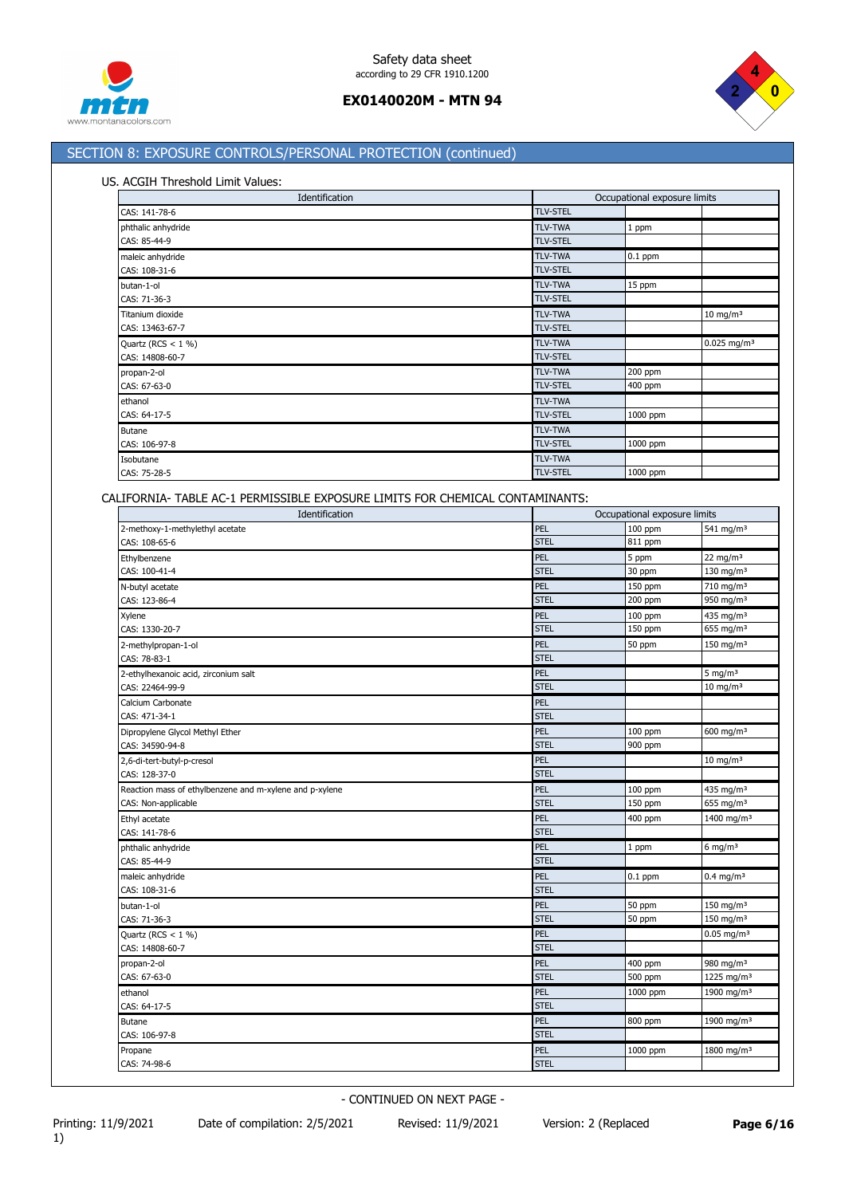## SECTION 8: EXPOSURE CONTROLS/PERSONAL PROTECTION (continued)

US. ACGIH Threshold Limit Values:

| Identification | Occupational exposure limits | | |
|---|---|---|---|
| CAS: 141-78-6 | TLV-STEL | | |
| phthalic anhydride | TLV-TWA | 1 ppm | |
| CAS: 85-44-9 | TLV-STEL | | |
| maleic anhydride | TLV-TWA | 0.1 ppm | |
| CAS: 108-31-6 | TLV-STEL | | |
| butan-1-ol | TLV-TWA | 15 ppm | |
| CAS: 71-36-3 | TLV-STEL | | |
| Titanium dioxide | TLV-TWA | | 10 mg/m³ |
| CAS: 13463-67-7 | TLV-STEL | | |
| Quartz (RCS < 1 %) | TLV-TWA | | 0.025 mg/m³ |
| CAS: 14808-60-7 | TLV-STEL | | |
| propan-2-ol | TLV-TWA | 200 ppm | |
| CAS: 67-63-0 | TLV-STEL | 400 ppm | |
| ethanol | TLV-TWA | | |
| CAS: 64-17-5 | TLV-STEL | 1000 ppm | |
| Butane | TLV-TWA | | |
| CAS: 106-97-8 | TLV-STEL | 1000 ppm | |
| Isobutane | TLV-TWA | | |
| CAS: 75-28-5 | TLV-STEL | 1000 ppm | |

CALIFORNIA- TABLE AC-1 PERMISSIBLE EXPOSURE LIMITS FOR CHEMICAL CONTAMINANTS:

| Identification | Occupational exposure limits | | |
|---|---|---|---|
| 2-methoxy-1-methylethyl acetate | PEL | 100 ppm | 541 mg/m³ |
| CAS: 108-65-6 | STEL | 811 ppm | |
| Ethylbenzene | PEL | 5 ppm | 22 mg/m³ |
| CAS: 100-41-4 | STEL | 30 ppm | 130 mg/m³ |
| N-butyl acetate | PEL | 150 ppm | 710 mg/m³ |
| CAS: 123-86-4 | STEL | 200 ppm | 950 mg/m³ |
| Xylene | PEL | 100 ppm | 435 mg/m³ |
| CAS: 1330-20-7 | STEL | 150 ppm | 655 mg/m³ |
| 2-methylpropan-1-ol | PEL | 50 ppm | 150 mg/m³ |
| CAS: 78-83-1 | STEL | | |
| 2-ethylhexanoic acid, zirconium salt | PEL | | 5 mg/m³ |
| CAS: 22464-99-9 | STEL | | 10 mg/m³ |
| Calcium Carbonate | PEL | | |
| CAS: 471-34-1 | STEL | | |
| Dipropylene Glycol Methyl Ether | PEL | 100 ppm | 600 mg/m³ |
| CAS: 34590-94-8 | STEL | 900 ppm | |
| 2,6-di-tert-butyl-p-cresol | PEL | | 10 mg/m³ |
| CAS: 128-37-0 | STEL | | |
| Reaction mass of ethylbenzene and m-xylene and p-xylene | PEL | 100 ppm | 435 mg/m³ |
| CAS: Non-applicable | STEL | 150 ppm | 655 mg/m³ |
| Ethyl acetate | PEL | 400 ppm | 1400 mg/m³ |
| CAS: 141-78-6 | STEL | | |
| phthalic anhydride | PEL | 1 ppm | 6 mg/m³ |
| CAS: 85-44-9 | STEL | | |
| maleic anhydride | PEL | 0.1 ppm | 0.4 mg/m³ |
| CAS: 108-31-6 | STEL | | |
| butan-1-ol | PEL | 50 ppm | 150 mg/m³ |
| CAS: 71-36-3 | STEL | 50 ppm | 150 mg/m³ |
| Quartz (RCS < 1 %) | PEL | | 0.05 mg/m³ |
| CAS: 14808-60-7 | STEL | | |
| propan-2-ol | PEL | 400 ppm | 980 mg/m³ |
| CAS: 67-63-0 | STEL | 500 ppm | 1225 mg/m³ |
| ethanol | PEL | 1000 ppm | 1900 mg/m³ |
| CAS: 64-17-5 | STEL | | |
| Butane | PEL | 800 ppm | 1900 mg/m³ |
| CAS: 106-97-8 | STEL | | |
| Propane | PEL | 1000 ppm | 1800 mg/m³ |
| CAS: 74-98-6 | STEL | | |

- CONTINUED ON NEXT PAGE -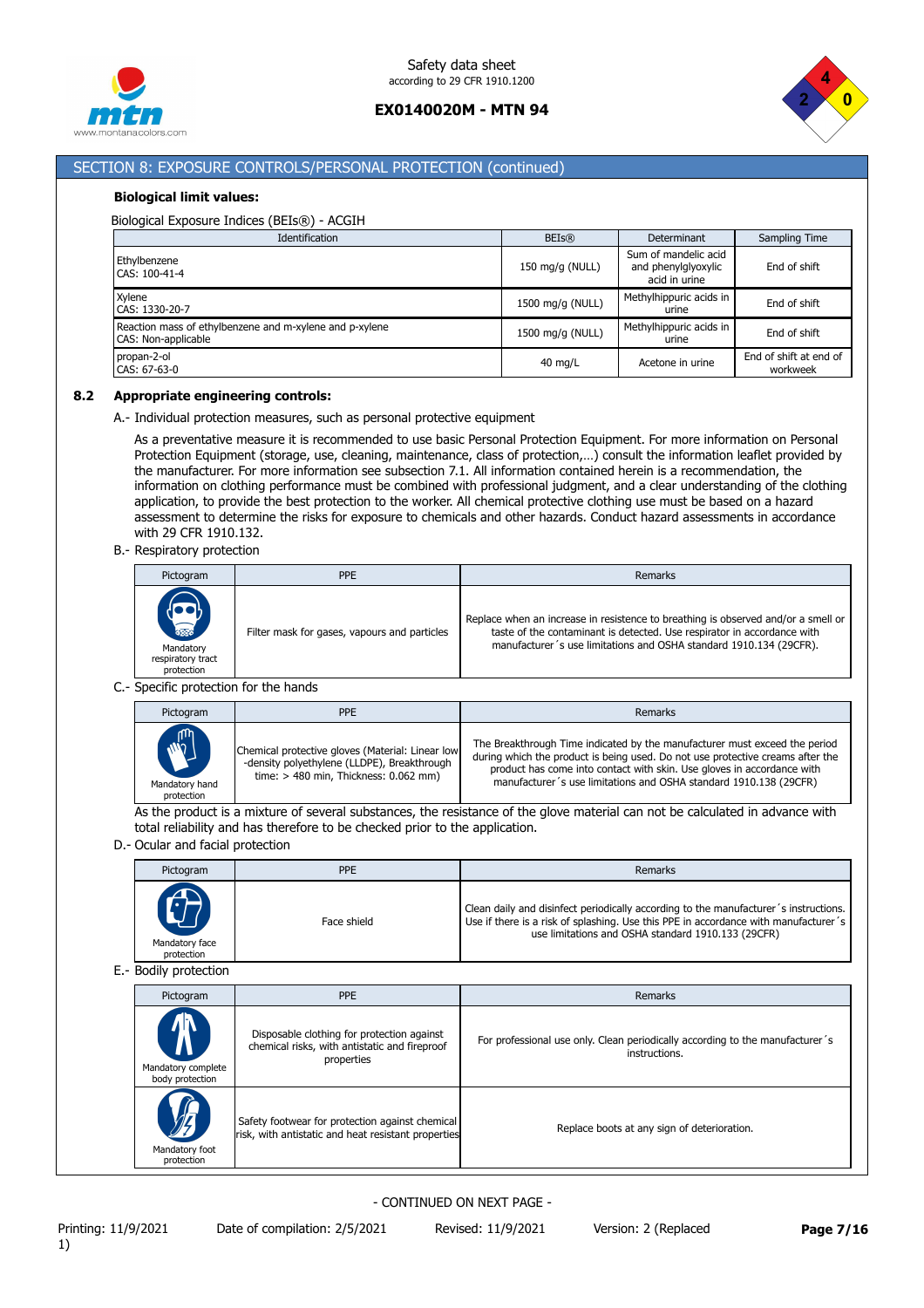## SECTION 8: EXPOSURE CONTROLS/PERSONAL PROTECTION (continued)

**Biological limit values:**

Biological Exposure Indices (BEIs®) - ACGIH

| Identification | BEIs® | Determinant | Sampling Time |
|---|---|---|---|
| Ethylbenzene<br>CAS: 100-41-4 | 150 mg/g (NULL) | Sum of mandelic acid and phenylglyoxylic acid in urine | End of shift |
| Xylene<br>CAS: 1330-20-7 | 1500 mg/g (NULL) | Methylhippuric acids in urine | End of shift |
| Reaction mass of ethylbenzene and m-xylene and p-xylene<br>CAS: Non-applicable | 1500 mg/g (NULL) | Methylhippuric acids in urine | End of shift |
| propan-2-ol<br>CAS: 67-63-0 | 40 mg/L | Acetone in urine | End of shift at end of workweek |

### 8.2 Appropriate engineering controls:

A.- Individual protection measures, such as personal protective equipment

As a preventative measure it is recommended to use basic Personal Protection Equipment. For more information on Personal Protection Equipment (storage, use, cleaning, maintenance, class of protection,…) consult the information leaflet provided by the manufacturer. For more information see subsection 7.1. All information contained herein is a recommendation, the information on clothing performance must be combined with professional judgment, and a clear understanding of the clothing application, to provide the best protection to the worker. All chemical protective clothing use must be based on a hazard assessment to determine the risks for exposure to chemicals and other hazards. Conduct hazard assessments in accordance with 29 CFR 1910.132.

B.- Respiratory protection

| Pictogram | PPE | Remarks |
|---|---|---|
| Mandatory respiratory tract protection | Filter mask for gases, vapours and particles | Replace when an increase in resistence to breathing is observed and/or a smell or taste of the contaminant is detected. Use respirator in accordance with manufacturer´s use limitations and OSHA standard 1910.134 (29CFR). |

C.- Specific protection for the hands

| Pictogram | PPE | Remarks |
|---|---|---|
| Mandatory hand protection | Chemical protective gloves (Material: Linear low -density polyethylene (LLDPE), Breakthrough time: > 480 min, Thickness: 0.062 mm) | The Breakthrough Time indicated by the manufacturer must exceed the period during which the product is being used. Do not use protective creams after the product has come into contact with skin. Use gloves in accordance with manufacturer´s use limitations and OSHA standard 1910.138 (29CFR) |

As the product is a mixture of several substances, the resistance of the glove material can not be calculated in advance with total reliability and has therefore to be checked prior to the application.

D.- Ocular and facial protection

| Pictogram | PPE | Remarks |
|---|---|---|
| Mandatory face protection | Face shield | Clean daily and disinfect periodically according to the manufacturer´s instructions. Use if there is a risk of splashing. Use this PPE in accordance with manufacturer´s use limitations and OSHA standard 1910.133 (29CFR) |

E.- Bodily protection

| Pictogram | PPE | Remarks |
|---|---|---|
| Mandatory complete body protection | Disposable clothing for protection against chemical risks, with antistatic and fireproof properties | For professional use only. Clean periodically according to the manufacturer´s instructions. |
| Mandatory foot protection | Safety footwear for protection against chemical risk, with antistatic and heat resistant properties | Replace boots at any sign of deterioration. |

- CONTINUED ON NEXT PAGE -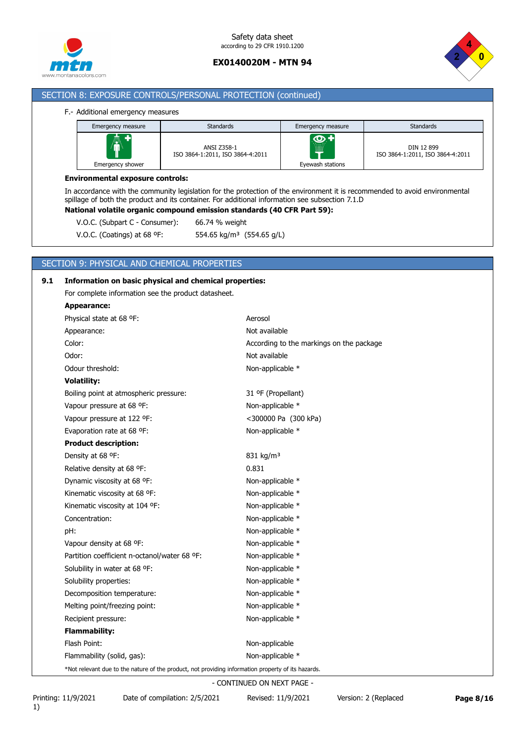## SECTION 8: EXPOSURE CONTROLS/PERSONAL PROTECTION (continued)

F.- Additional emergency measures

| Emergency measure | Standards | Emergency measure | Standards |
|---|---|---|---|
| Emergency shower | ANSI Z358-1<br>ISO 3864-1:2011, ISO 3864-4:2011 | Eyewash stations | DIN 12 899<br>ISO 3864-1:2011, ISO 3864-4:2011 |

**Environmental exposure controls:**

In accordance with the community legislation for the protection of the environment it is recommended to avoid environmental spillage of both the product and its container. For additional information see subsection 7.1.D

**National volatile organic compound emission standards (40 CFR Part 59):**

V.O.C. (Subpart C - Consumer): 66.74 % weight

V.O.C. (Coatings) at 68 ºF: 554.65 kg/m³ (554.65 g/L)

## SECTION 9: PHYSICAL AND CHEMICAL PROPERTIES

**9.1 Information on basic physical and chemical properties:**

For complete information see the product datasheet.

**Appearance:**

| | |
|---|---|
| Physical state at 68 ºF: | Aerosol |
| Appearance: | Not available |
| Color: | According to the markings on the package |
| Odor: | Not available |
| Odour threshold: | Non-applicable * |

**Volatility:**

| | |
|---|---|
| Boiling point at atmospheric pressure: | 31 ºF (Propellant) |
| Vapour pressure at 68 ºF: | Non-applicable * |
| Vapour pressure at 122 ºF: | <300000 Pa (300 kPa) |
| Evaporation rate at 68 ºF: | Non-applicable * |

**Product description:**

| | |
|---|---|
| Density at 68 ºF: | 831 kg/m³ |
| Relative density at 68 ºF: | 0.831 |
| Dynamic viscosity at 68 ºF: | Non-applicable * |
| Kinematic viscosity at 68 ºF: | Non-applicable * |
| Kinematic viscosity at 104 ºF: | Non-applicable * |
| Concentration: | Non-applicable * |
| pH: | Non-applicable * |
| Vapour density at 68 ºF: | Non-applicable * |
| Partition coefficient n-octanol/water 68 ºF: | Non-applicable * |
| Solubility in water at 68 ºF: | Non-applicable * |
| Solubility properties: | Non-applicable * |
| Decomposition temperature: | Non-applicable * |
| Melting point/freezing point: | Non-applicable * |
| Recipient pressure: | Non-applicable * |

**Flammability:**

| | |
|---|---|
| Flash Point: | Non-applicable |
| Flammability (solid, gas): | Non-applicable * |

*Not relevant due to the nature of the product, not providing information property of its hazards.

- CONTINUED ON NEXT PAGE -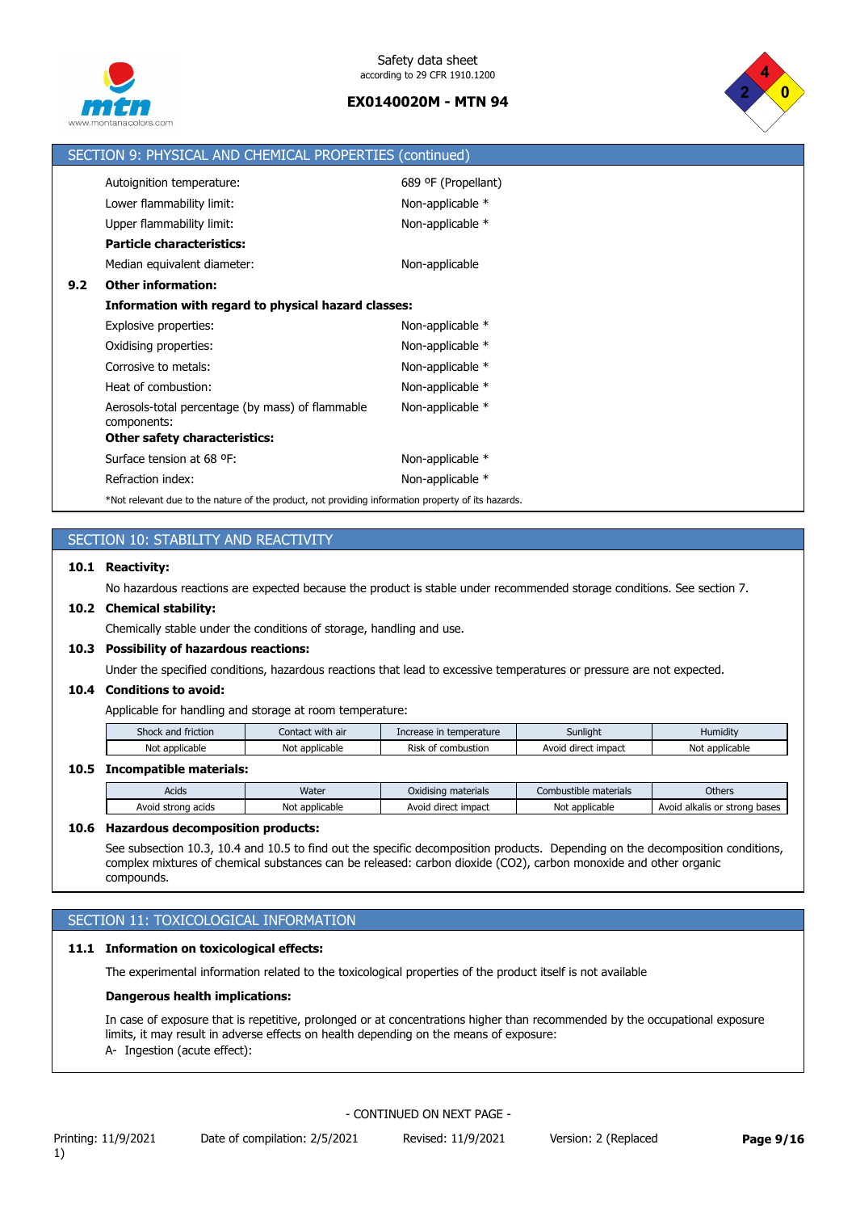## SECTION 9: PHYSICAL AND CHEMICAL PROPERTIES (continued)

| | |
|---|---|
| Autoignition temperature: | 689 ºF (Propellant) |
| Lower flammability limit: | Non-applicable * |
| Upper flammability limit: | Non-applicable * |
| **Particle characteristics:** | |
| Median equivalent diameter: | Non-applicable |

**9.2 Other information:**

**Information with regard to physical hazard classes:**

| | |
|---|---|
| Explosive properties: | Non-applicable * |
| Oxidising properties: | Non-applicable * |
| Corrosive to metals: | Non-applicable * |
| Heat of combustion: | Non-applicable * |
| Aerosols-total percentage (by mass) of flammable components: | Non-applicable * |

**Other safety characteristics:**

| | |
|---|---|
| Surface tension at 68 ºF: | Non-applicable * |
| Refraction index: | Non-applicable * |

*Not relevant due to the nature of the product, not providing information property of its hazards.

## SECTION 10: STABILITY AND REACTIVITY

**10.1 Reactivity:**

No hazardous reactions are expected because the product is stable under recommended storage conditions. See section 7.

**10.2 Chemical stability:**

Chemically stable under the conditions of storage, handling and use.

**10.3 Possibility of hazardous reactions:**

Under the specified conditions, hazardous reactions that lead to excessive temperatures or pressure are not expected.

**10.4 Conditions to avoid:**

Applicable for handling and storage at room temperature:

| Shock and friction | Contact with air | Increase in temperature | Sunlight | Humidity |
|---|---|---|---|---|
| Not applicable | Not applicable | Risk of combustion | Avoid direct impact | Not applicable |

**10.5 Incompatible materials:**

| Acids | Water | Oxidising materials | Combustible materials | Others |
|---|---|---|---|---|
| Avoid strong acids | Not applicable | Avoid direct impact | Not applicable | Avoid alkalis or strong bases |

**10.6 Hazardous decomposition products:**

See subsection 10.3, 10.4 and 10.5 to find out the specific decomposition products. Depending on the decomposition conditions, complex mixtures of chemical substances can be released: carbon dioxide ($CO_2$), carbon monoxide and other organic compounds.

## SECTION 11: TOXICOLOGICAL INFORMATION

**11.1 Information on toxicological effects:**

The experimental information related to the toxicological properties of the product itself is not available

**Dangerous health implications:**

In case of exposure that is repetitive, prolonged or at concentrations higher than recommended by the occupational exposure limits, it may result in adverse effects on health depending on the means of exposure:

A- Ingestion (acute effect):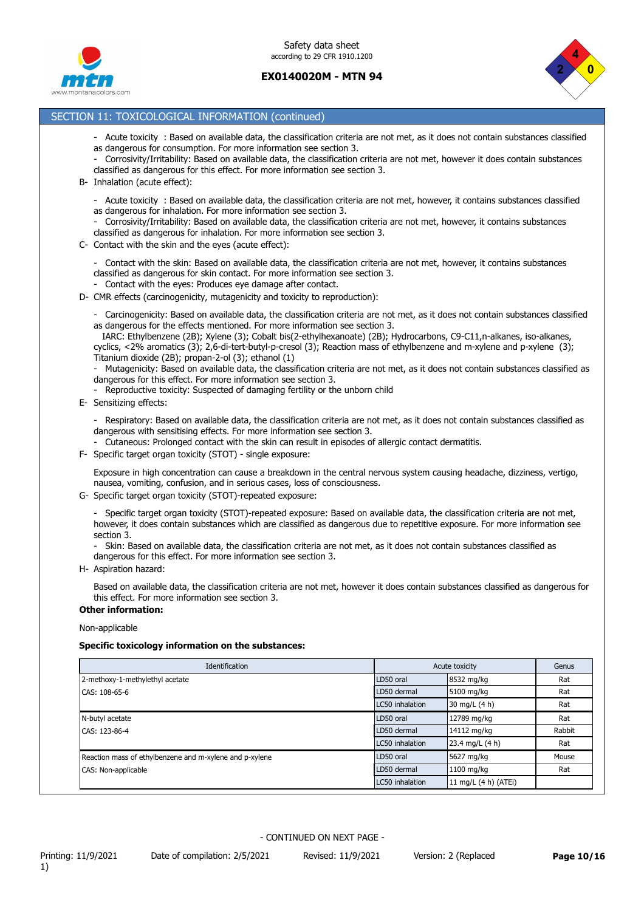## SECTION 11: TOXICOLOGICAL INFORMATION (continued)

- Acute toxicity : Based on available data, the classification criteria are not met, as it does not contain substances classified as dangerous for consumption. For more information see section 3.
- Corrosivity/Irritability: Based on available data, the classification criteria are not met, however it does contain substances classified as dangerous for this effect. For more information see section 3.

B- Inhalation (acute effect):

- Acute toxicity : Based on available data, the classification criteria are not met, however, it contains substances classified as dangerous for inhalation. For more information see section 3.
- Corrosivity/Irritability: Based on available data, the classification criteria are not met, however, it contains substances classified as dangerous for inhalation. For more information see section 3.

C- Contact with the skin and the eyes (acute effect):

- Contact with the skin: Based on available data, the classification criteria are not met, however, it contains substances classified as dangerous for skin contact. For more information see section 3.
- Contact with the eyes: Produces eye damage after contact.

D- CMR effects (carcinogenicity, mutagenicity and toxicity to reproduction):

- Carcinogenicity: Based on available data, the classification criteria are not met, as it does not contain substances classified as dangerous for the effects mentioned. For more information see section 3.
  IARC: Ethylbenzene (2B); Xylene (3); Cobalt bis(2-ethylhexanoate) (2B); Hydrocarbons, C9-C11,n-alkanes, iso-alkanes, cyclics, <2% aromatics (3); 2,6-di-tert-butyl-p-cresol (3); Reaction mass of ethylbenzene and m-xylene and p-xylene (3); Titanium dioxide (2B); propan-2-ol (3); ethanol (1)
- Mutagenicity: Based on available data, the classification criteria are not met, as it does not contain substances classified as dangerous for this effect. For more information see section 3.
- Reproductive toxicity: Suspected of damaging fertility or the unborn child

E- Sensitizing effects:

- Respiratory: Based on available data, the classification criteria are not met, as it does not contain substances classified as dangerous with sensitising effects. For more information see section 3.
- Cutaneous: Prolonged contact with the skin can result in episodes of allergic contact dermatitis.

F- Specific target organ toxicity (STOT) - single exposure:

Exposure in high concentration can cause a breakdown in the central nervous system causing headache, dizziness, vertigo, nausea, vomiting, confusion, and in serious cases, loss of consciousness.

G- Specific target organ toxicity (STOT)-repeated exposure:

- Specific target organ toxicity (STOT)-repeated exposure: Based on available data, the classification criteria are not met, however, it does contain substances which are classified as dangerous due to repetitive exposure. For more information see section 3.
- Skin: Based on available data, the classification criteria are not met, as it does not contain substances classified as dangerous for this effect. For more information see section 3.

H- Aspiration hazard:

Based on available data, the classification criteria are not met, however it does contain substances classified as dangerous for this effect. For more information see section 3.

**Other information:**

Non-applicable

**Specific toxicology information on the substances:**

| Identification | Acute toxicity | | Genus |
|---|---|---|---|
| 2-methoxy-1-methylethyl acetate | LD50 oral | 8532 mg/kg | Rat |
| CAS: 108-65-6 | LD50 dermal | 5100 mg/kg | Rat |
| | LC50 inhalation | 30 mg/L (4 h) | Rat |
| N-butyl acetate | LD50 oral | 12789 mg/kg | Rat |
| CAS: 123-86-4 | LD50 dermal | 14112 mg/kg | Rabbit |
| | LC50 inhalation | 23.4 mg/L (4 h) | Rat |
| Reaction mass of ethylbenzene and m-xylene and p-xylene | LD50 oral | 5627 mg/kg | Mouse |
| CAS: Non-applicable | LD50 dermal | 1100 mg/kg | Rat |
| | LC50 inhalation | 11 mg/L (4 h) (ATEi) | |

- CONTINUED ON NEXT PAGE -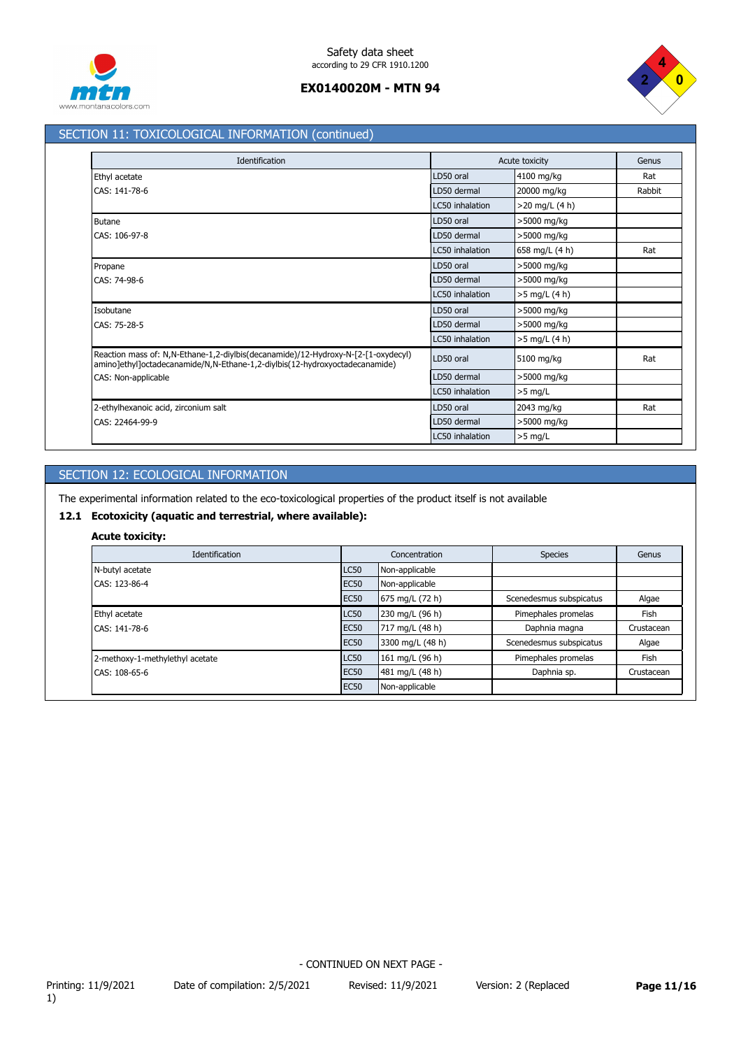## SECTION 11: TOXICOLOGICAL INFORMATION (continued)

| Identification | Acute toxicity | | Genus |
|---|---|---|---|
| Ethyl acetate | LD50 oral | 4100 mg/kg | Rat |
| CAS: 141-78-6 | LD50 dermal | 20000 mg/kg | Rabbit |
| | LC50 inhalation | >20 mg/L (4 h) | |
| Butane | LD50 oral | >5000 mg/kg | |
| CAS: 106-97-8 | LD50 dermal | >5000 mg/kg | |
| | LC50 inhalation | 658 mg/L (4 h) | Rat |
| Propane | LD50 oral | >5000 mg/kg | |
| CAS: 74-98-6 | LD50 dermal | >5000 mg/kg | |
| | LC50 inhalation | >5 mg/L (4 h) | |
| Isobutane | LD50 oral | >5000 mg/kg | |
| CAS: 75-28-5 | LD50 dermal | >5000 mg/kg | |
| | LC50 inhalation | >5 mg/L (4 h) | |
| Reaction mass of: N,N-Ethane-1,2-diylbis(decanamide)/12-Hydroxy-N-[2-[1-oxydecyl) amino]ethyl]octadecanamide/N,N-Ethane-1,2-diylbis(12-hydroxyoctadecanamide) | LD50 oral | 5100 mg/kg | Rat |
| CAS: Non-applicable | LD50 dermal | >5000 mg/kg | |
| | LC50 inhalation | >5 mg/L | |
| 2-ethylhexanoic acid, zirconium salt | LD50 oral | 2043 mg/kg | Rat |
| CAS: 22464-99-9 | LD50 dermal | >5000 mg/kg | |
| | LC50 inhalation | >5 mg/L | |

## SECTION 12: ECOLOGICAL INFORMATION

The experimental information related to the eco-toxicological properties of the product itself is not available

### 12.1 Ecotoxicity (aquatic and terrestrial, where available):

**Acute toxicity:**

| Identification | Concentration | | Species | Genus |
|---|---|---|---|---|
| N-butyl acetate | LC50 | Non-applicable | | |
| CAS: 123-86-4 | EC50 | Non-applicable | | |
| | EC50 | 675 mg/L (72 h) | Scenedesmus subspicatus | Algae |
| Ethyl acetate | LC50 | 230 mg/L (96 h) | Pimephales promelas | Fish |
| CAS: 141-78-6 | EC50 | 717 mg/L (48 h) | Daphnia magna | Crustacean |
| | EC50 | 3300 mg/L (48 h) | Scenedesmus subspicatus | Algae |
| 2-methoxy-1-methylethyl acetate | LC50 | 161 mg/L (96 h) | Pimephales promelas | Fish |
| CAS: 108-65-6 | EC50 | 481 mg/L (48 h) | Daphnia sp. | Crustacean |
| | EC50 | Non-applicable | | |

- CONTINUED ON NEXT PAGE -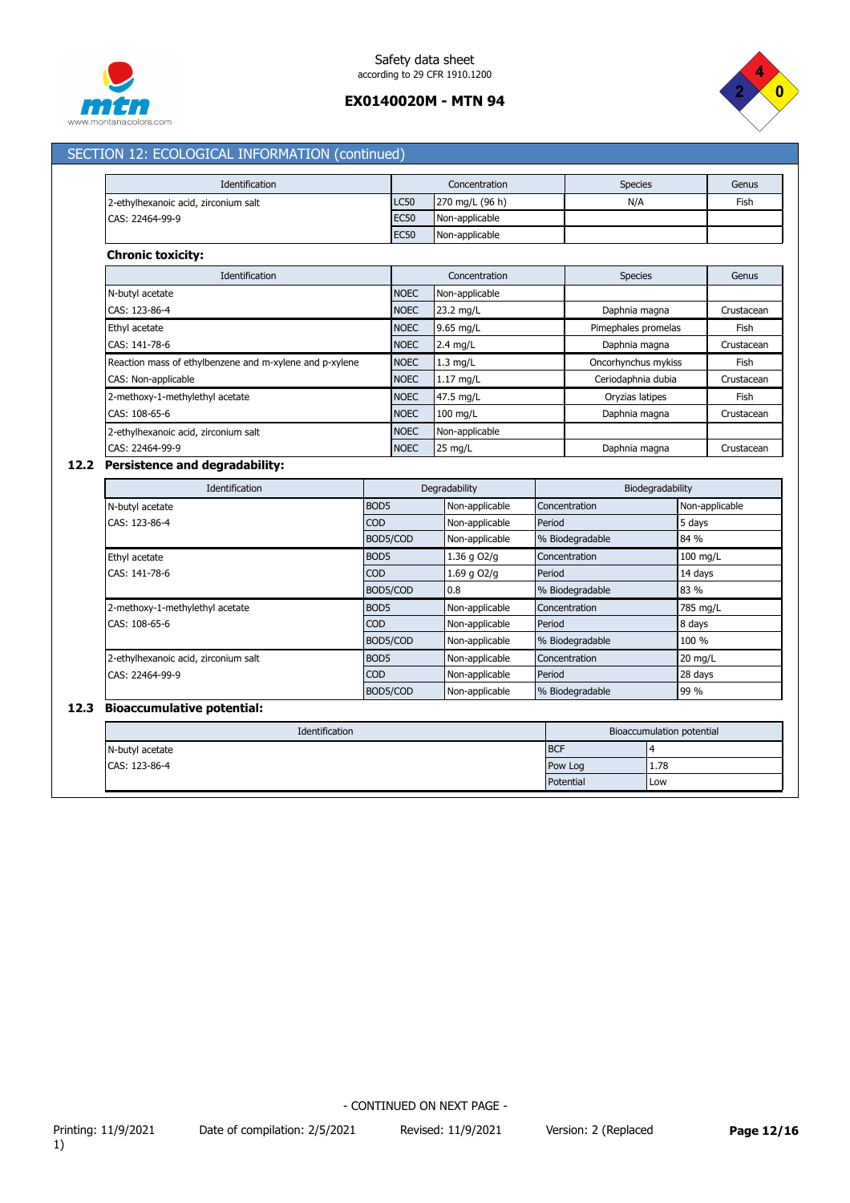## SECTION 12: ECOLOGICAL INFORMATION (continued)

| Identification | Concentration | | Species | Genus |
|---|---|---|---|---|
| 2-ethylhexanoic acid, zirconium salt | LC50 | 270 mg/L (96 h) | N/A | Fish |
| CAS: 22464-99-9 | EC50 | Non-applicable | | |
| | EC50 | Non-applicable | | |

**Chronic toxicity:**

| Identification | Concentration | | Species | Genus |
|---|---|---|---|---|
| N-butyl acetate | NOEC | Non-applicable | | |
| CAS: 123-86-4 | NOEC | 23.2 mg/L | Daphnia magna | Crustacean |
| Ethyl acetate | NOEC | 9.65 mg/L | Pimephales promelas | Fish |
| CAS: 141-78-6 | NOEC | 2.4 mg/L | Daphnia magna | Crustacean |
| Reaction mass of ethylbenzene and m-xylene and p-xylene | NOEC | 1.3 mg/L | Oncorhynchus mykiss | Fish |
| CAS: Non-applicable | NOEC | 1.17 mg/L | Ceriodaphnia dubia | Crustacean |
| 2-methoxy-1-methylethyl acetate | NOEC | 47.5 mg/L | Oryzias latipes | Fish |
| CAS: 108-65-6 | NOEC | 100 mg/L | Daphnia magna | Crustacean |
| 2-ethylhexanoic acid, zirconium salt | NOEC | Non-applicable | | |
| CAS: 22464-99-9 | NOEC | 25 mg/L | Daphnia magna | Crustacean |

### 12.2 Persistence and degradability:

| Identification | Degradability | | Biodegradability | |
|---|---|---|---|---|
| N-butyl acetate | BOD5 | Non-applicable | Concentration | Non-applicable |
| CAS: 123-86-4 | COD | Non-applicable | Period | 5 days |
| | BOD5/COD | Non-applicable | % Biodegradable | 84 % |
| Ethyl acetate | BOD5 | 1.36 g O2/g | Concentration | 100 mg/L |
| CAS: 141-78-6 | COD | 1.69 g O2/g | Period | 14 days |
| | BOD5/COD | 0.8 | % Biodegradable | 83 % |
| 2-methoxy-1-methylethyl acetate | BOD5 | Non-applicable | Concentration | 785 mg/L |
| CAS: 108-65-6 | COD | Non-applicable | Period | 8 days |
| | BOD5/COD | Non-applicable | % Biodegradable | 100 % |
| 2-ethylhexanoic acid, zirconium salt | BOD5 | Non-applicable | Concentration | 20 mg/L |
| CAS: 22464-99-9 | COD | Non-applicable | Period | 28 days |
| | BOD5/COD | Non-applicable | % Biodegradable | 99 % |

### 12.3 Bioaccumulative potential:

| Identification | Bioaccumulation potential | |
|---|---|---|
| N-butyl acetate | BCF | 4 |
| CAS: 123-86-4 | Pow Log | 1.78 |
| | Potential | Low |

- CONTINUED ON NEXT PAGE -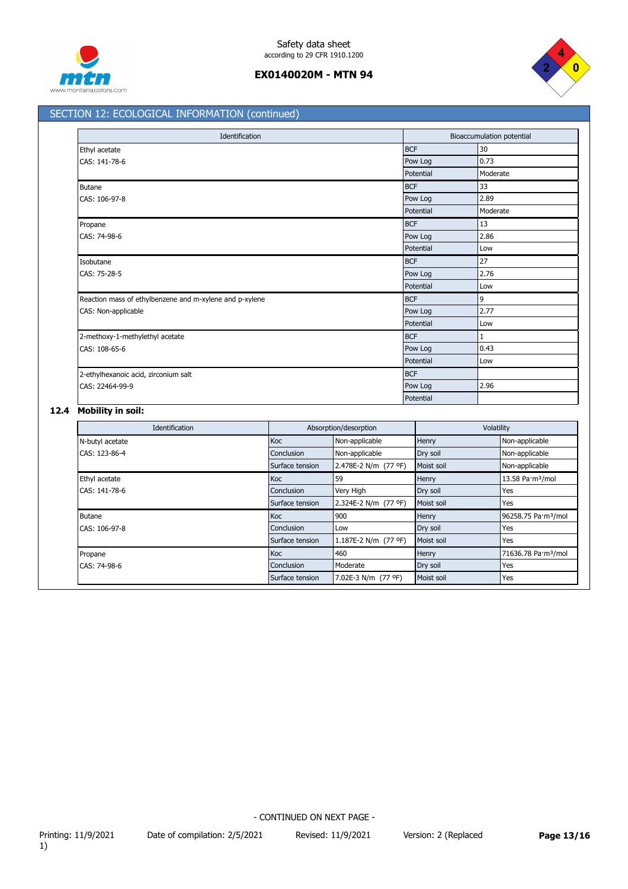## SECTION 12: ECOLOGICAL INFORMATION (continued)

| Identification | Bioaccumulation potential | |
|---|---|---|
| Ethyl acetate<br>CAS: 141-78-6 | BCF | 30 |
| | Pow Log | 0.73 |
| | Potential | Moderate |
| Butane<br>CAS: 106-97-8 | BCF | 33 |
| | Pow Log | 2.89 |
| | Potential | Moderate |
| Propane<br>CAS: 74-98-6 | BCF | 13 |
| | Pow Log | 2.86 |
| | Potential | Low |
| Isobutane<br>CAS: 75-28-5 | BCF | 27 |
| | Pow Log | 2.76 |
| | Potential | Low |
| Reaction mass of ethylbenzene and m-xylene and p-xylene<br>CAS: Non-applicable | BCF | 9 |
| | Pow Log | 2.77 |
| | Potential | Low |
| 2-methoxy-1-methylethyl acetate<br>CAS: 108-65-6 | BCF | 1 |
| | Pow Log | 0.43 |
| | Potential | Low |
| 2-ethylhexanoic acid, zirconium salt<br>CAS: 22464-99-9 | BCF | |
| | Pow Log | 2.96 |
| | Potential | |

### 12.4 Mobility in soil:

| Identification | Absorption/desorption | | Volatility | |
|---|---|---|---|---|
| N-butyl acetate<br>CAS: 123-86-4 | Koc | Non-applicable | Henry | Non-applicable |
| | Conclusion | Non-applicable | Dry soil | Non-applicable |
| | Surface tension | 2.478E-2 N/m (77 ºF) | Moist soil | Non-applicable |
| Ethyl acetate<br>CAS: 141-78-6 | Koc | 59 | Henry | 13.58 Pa·m³/mol |
| | Conclusion | Very High | Dry soil | Yes |
| | Surface tension | 2.324E-2 N/m (77 ºF) | Moist soil | Yes |
| Butane<br>CAS: 106-97-8 | Koc | 900 | Henry | 96258.75 Pa·m³/mol |
| | Conclusion | Low | Dry soil | Yes |
| | Surface tension | 1.187E-2 N/m (77 ºF) | Moist soil | Yes |
| Propane<br>CAS: 74-98-6 | Koc | 460 | Henry | 71636.78 Pa·m³/mol |
| | Conclusion | Moderate | Dry soil | Yes |
| | Surface tension | 7.02E-3 N/m (77 ºF) | Moist soil | Yes |

- CONTINUED ON NEXT PAGE -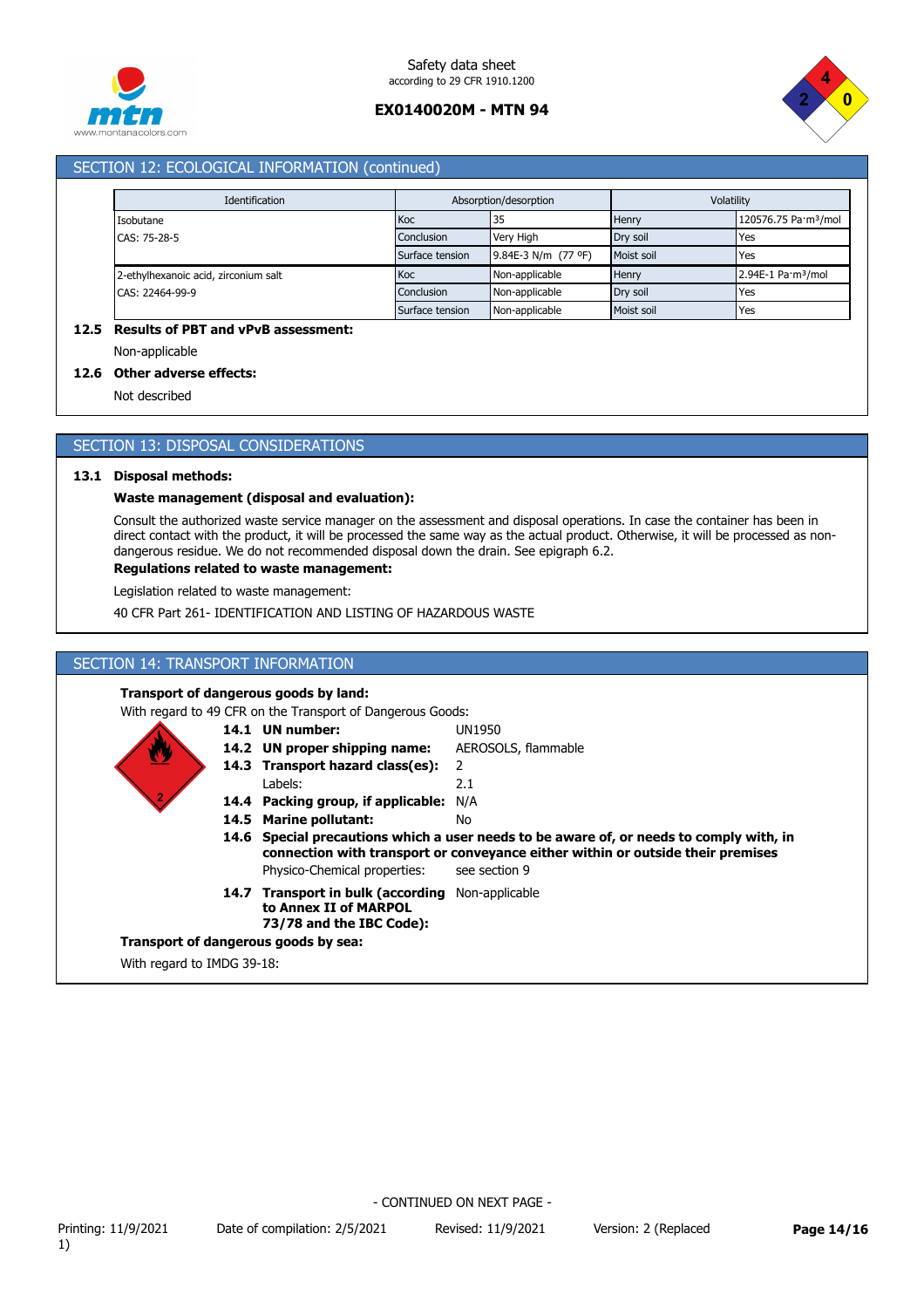## SECTION 12: ECOLOGICAL INFORMATION (continued)

| Identification | Absorption/desorption | | Volatility | |
|---|---|---|---|---|
| Isobutane | Koc | 35 | Henry | 120576.75 Pa·m³/mol |
| CAS: 75-28-5 | Conclusion | Very High | Dry soil | Yes |
| | Surface tension | 9.84E-3 N/m (77 ºF) | Moist soil | Yes |
| 2-ethylhexanoic acid, zirconium salt | Koc | Non-applicable | Henry | 2.94E-1 Pa·m³/mol |
| CAS: 22464-99-9 | Conclusion | Non-applicable | Dry soil | Yes |
| | Surface tension | Non-applicable | Moist soil | Yes |

**12.5 Results of PBT and vPvB assessment:**

Non-applicable

**12.6 Other adverse effects:**

Not described

## SECTION 13: DISPOSAL CONSIDERATIONS

**13.1 Disposal methods:**

**Waste management (disposal and evaluation):**

Consult the authorized waste service manager on the assessment and disposal operations. In case the container has been in direct contact with the product, it will be processed the same way as the actual product. Otherwise, it will be processed as non-dangerous residue. We do not recommended disposal down the drain. See epigraph 6.2.

**Regulations related to waste management:**

Legislation related to waste management:

40 CFR Part 261- IDENTIFICATION AND LISTING OF HAZARDOUS WASTE

## SECTION 14: TRANSPORT INFORMATION

**Transport of dangerous goods by land:**

With regard to 49 CFR on the Transport of Dangerous Goods:

- **14.1 UN number:** UN1950
- **14.2 UN proper shipping name:** AEROSOLS, flammable
- **14.3 Transport hazard class(es):** 2
  - Labels: 2.1
- **14.4 Packing group, if applicable:** N/A
- **14.5 Marine pollutant:** No
- **14.6 Special precautions which a user needs to be aware of, or needs to comply with, in connection with transport or conveyance either within or outside their premises**
  - Physico-Chemical properties: see section 9
- **14.7 Transport in bulk (according to Annex II of MARPOL 73/78 and the IBC Code):** Non-applicable

**Transport of dangerous goods by sea:**

With regard to IMDG 39-18: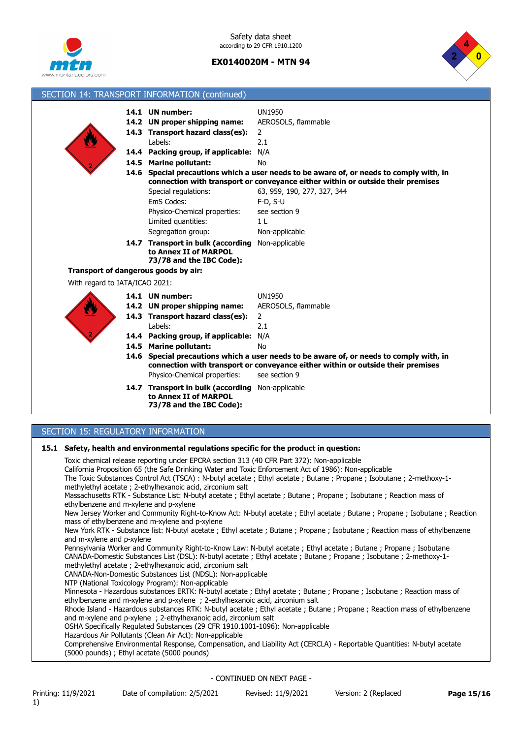## SECTION 14: TRANSPORT INFORMATION (continued)

| | |
|---|---|
| **14.1 UN number:** | UN1950 |
| **14.2 UN proper shipping name:** | AEROSOLS, flammable |
| **14.3 Transport hazard class(es):** | 2 |
| Labels: | 2.1 |
| **14.4 Packing group, if applicable:** | N/A |
| **14.5 Marine pollutant:** | No |

**14.6 Special precautions which a user needs to be aware of, or needs to comply with, in connection with transport or conveyance either within or outside their premises**

| | |
|---|---|
| Special regulations: | 63, 959, 190, 277, 327, 344 |
| EmS Codes: | F-D, S-U |
| Physico-Chemical properties: | see section 9 |
| Limited quantities: | 1 L |
| Segregation group: | Non-applicable |
| **14.7 Transport in bulk (according to Annex II of MARPOL 73/78 and the IBC Code):** | Non-applicable |

**Transport of dangerous goods by air:**

With regard to IATA/ICAO 2021:

| | |
|---|---|
| **14.1 UN number:** | UN1950 |
| **14.2 UN proper shipping name:** | AEROSOLS, flammable |
| **14.3 Transport hazard class(es):** | 2 |
| Labels: | 2.1 |
| **14.4 Packing group, if applicable:** | N/A |
| **14.5 Marine pollutant:** | No |

**14.6 Special precautions which a user needs to be aware of, or needs to comply with, in connection with transport or conveyance either within or outside their premises**

| | |
|---|---|
| Physico-Chemical properties: | see section 9 |
| **14.7 Transport in bulk (according to Annex II of MARPOL 73/78 and the IBC Code):** | Non-applicable |

## SECTION 15: REGULATORY INFORMATION

**15.1 Safety, health and environmental regulations specific for the product in question:**

Toxic chemical release reporting under EPCRA section 313 (40 CFR Part 372): Non-applicable
California Proposition 65 (the Safe Drinking Water and Toxic Enforcement Act of 1986): Non-applicable
The Toxic Substances Control Act (TSCA) : N-butyl acetate ; Ethyl acetate ; Butane ; Propane ; Isobutane ; 2-methoxy-1-methylethyl acetate ; 2-ethylhexanoic acid, zirconium salt
Massachusetts RTK - Substance List: N-butyl acetate ; Ethyl acetate ; Butane ; Propane ; Isobutane ; Reaction mass of ethylbenzene and m-xylene and p-xylene
New Jersey Worker and Community Right-to-Know Act: N-butyl acetate ; Ethyl acetate ; Butane ; Propane ; Isobutane ; Reaction mass of ethylbenzene and m-xylene and p-xylene
New York RTK - Substance list: N-butyl acetate ; Ethyl acetate ; Butane ; Propane ; Isobutane ; Reaction mass of ethylbenzene and m-xylene and p-xylene
Pennsylvania Worker and Community Right-to-Know Law: N-butyl acetate ; Ethyl acetate ; Butane ; Propane ; Isobutane
CANADA-Domestic Substances List (DSL): N-butyl acetate ; Ethyl acetate ; Butane ; Propane ; Isobutane ; 2-methoxy-1-methylethyl acetate ; 2-ethylhexanoic acid, zirconium salt
CANADA-Non-Domestic Substances List (NDSL): Non-applicable
NTP (National Toxicology Program): Non-applicable
Minnesota - Hazardous substances ERTK: N-butyl acetate ; Ethyl acetate ; Butane ; Propane ; Isobutane ; Reaction mass of ethylbenzene and m-xylene and p-xylene ; 2-ethylhexanoic acid, zirconium salt
Rhode Island - Hazardous substances RTK: N-butyl acetate ; Ethyl acetate ; Butane ; Propane ; Reaction mass of ethylbenzene and m-xylene and p-xylene ; 2-ethylhexanoic acid, zirconium salt
OSHA Specifically Regulated Substances (29 CFR 1910.1001-1096): Non-applicable
Hazardous Air Pollutants (Clean Air Act): Non-applicable
Comprehensive Environmental Response, Compensation, and Liability Act (CERCLA) - Reportable Quantities: N-butyl acetate (5000 pounds) ; Ethyl acetate (5000 pounds)

- CONTINUED ON NEXT PAGE -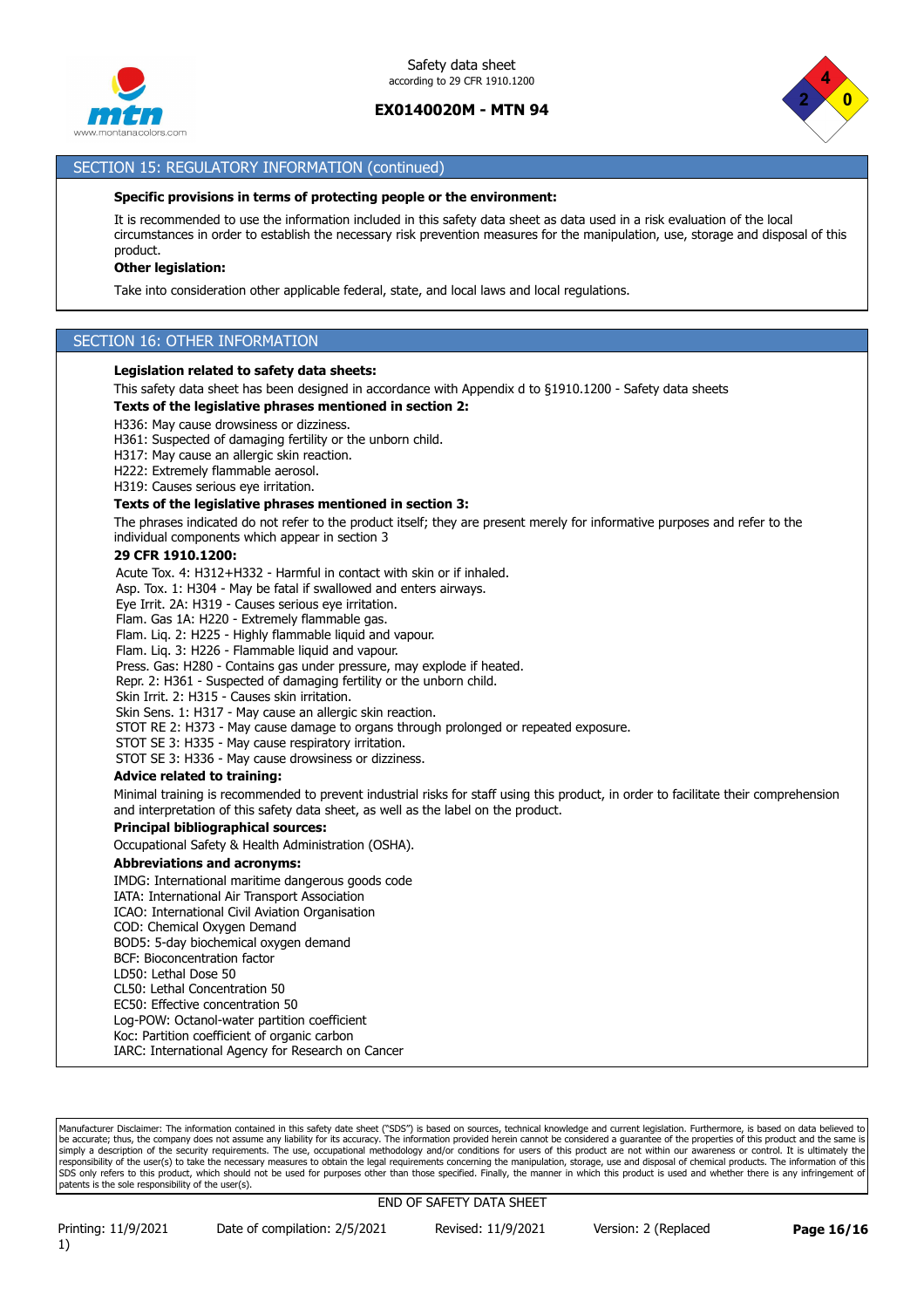## SECTION 15: REGULATORY INFORMATION (continued)

**Specific provisions in terms of protecting people or the environment:**

It is recommended to use the information included in this safety data sheet as data used in a risk evaluation of the local circumstances in order to establish the necessary risk prevention measures for the manipulation, use, storage and disposal of this product.

**Other legislation:**

Take into consideration other applicable federal, state, and local laws and local regulations.

## SECTION 16: OTHER INFORMATION

**Legislation related to safety data sheets:**

This safety data sheet has been designed in accordance with Appendix d to §1910.1200 - Safety data sheets

**Texts of the legislative phrases mentioned in section 2:**

H336: May cause drowsiness or dizziness.
H361: Suspected of damaging fertility or the unborn child.
H317: May cause an allergic skin reaction.
H222: Extremely flammable aerosol.
H319: Causes serious eye irritation.

**Texts of the legislative phrases mentioned in section 3:**

The phrases indicated do not refer to the product itself; they are present merely for informative purposes and refer to the individual components which appear in section 3

**29 CFR 1910.1200:**

Acute Tox. 4: H312+H332 - Harmful in contact with skin or if inhaled.
Asp. Tox. 1: H304 - May be fatal if swallowed and enters airways.
Eye Irrit. 2A: H319 - Causes serious eye irritation.
Flam. Gas 1A: H220 - Extremely flammable gas.
Flam. Liq. 2: H225 - Highly flammable liquid and vapour.
Flam. Liq. 3: H226 - Flammable liquid and vapour.
Press. Gas: H280 - Contains gas under pressure, may explode if heated.
Repr. 2: H361 - Suspected of damaging fertility or the unborn child.
Skin Irrit. 2: H315 - Causes skin irritation.
Skin Sens. 1: H317 - May cause an allergic skin reaction.
STOT RE 2: H373 - May cause damage to organs through prolonged or repeated exposure.
STOT SE 3: H335 - May cause respiratory irritation.
STOT SE 3: H336 - May cause drowsiness or dizziness.

**Advice related to training:**

Minimal training is recommended to prevent industrial risks for staff using this product, in order to facilitate their comprehension and interpretation of this safety data sheet, as well as the label on the product.

**Principal bibliographical sources:**

Occupational Safety & Health Administration (OSHA).

**Abbreviations and acronyms:**

IMDG: International maritime dangerous goods code
IATA: International Air Transport Association
ICAO: International Civil Aviation Organisation
COD: Chemical Oxygen Demand
BOD5: 5-day biochemical oxygen demand
BCF: Bioconcentration factor
LD50: Lethal Dose 50
CL50: Lethal Concentration 50
EC50: Effective concentration 50
Log-POW: Octanol-water partition coefficient
Koc: Partition coefficient of organic carbon
IARC: International Agency for Research on Cancer

Manufacturer Disclaimer: The information contained in this safety date sheet ("SDS") is based on sources, technical knowledge and current legislation. Furthermore, is based on data believed to be accurate; thus, the company does not assume any liability for its accuracy. The information provided herein cannot be considered a guarantee of the properties of this product and the same is simply a description of the security requirements. The use, occupational methodology and/or conditions for users of this product are not within our awareness or control. It is ultimately the responsibility of the user(s) to take the necessary measures to obtain the legal requirements concerning the manipulation, storage, use and disposal of chemical products. The information of this SDS only refers to this product, which should not be used for purposes other than those specified. Finally, the manner in which this product is used and whether there is any infringement of patents is the sole responsibility of the user(s).

END OF SAFETY DATA SHEET